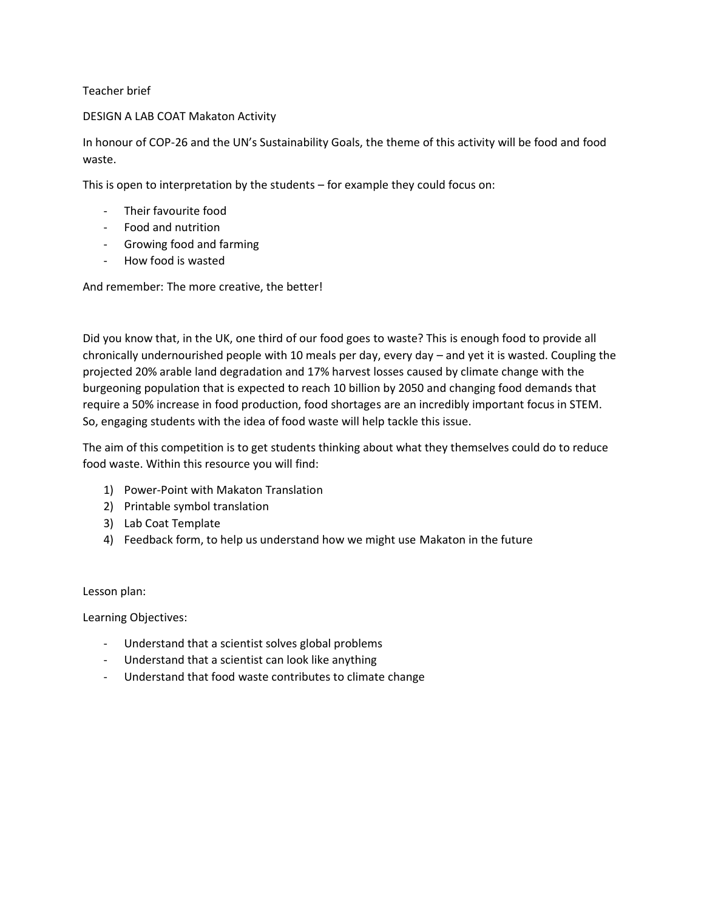Teacher brief

DESIGN A LAB COAT Makaton Activity

In honour of COP-26 and the UN's Sustainability Goals, the theme of this activity will be food and food waste.

This is open to interpretation by the students – for example they could focus on:

- Their favourite food
- Food and nutrition
- Growing food and farming
- How food is wasted

And remember: The more creative, the better!

Did you know that, in the UK, one third of our food goes to waste? This is enough food to provide all chronically undernourished people with 10 meals per day, every day – and yet it is wasted. Coupling the projected 20% arable land degradation and 17% harvest losses caused by climate change with the burgeoning population that is expected to reach 10 billion by 2050 and changing food demands that require a 50% increase in food production, food shortages are an incredibly important focus in STEM. So, engaging students with the idea of food waste will help tackle this issue.

The aim of this competition is to get students thinking about what they themselves could do to reduce food waste. Within this resource you will find:

1) Power-Point with Makaton Translation
2) Printable symbol translation
3) Lab Coat Template
4) Feedback form, to help us understand how we might use Makaton in the future

Lesson plan:

Learning Objectives:

- Understand that a scientist solves global problems
- Understand that a scientist can look like anything
- Understand that food waste contributes to climate change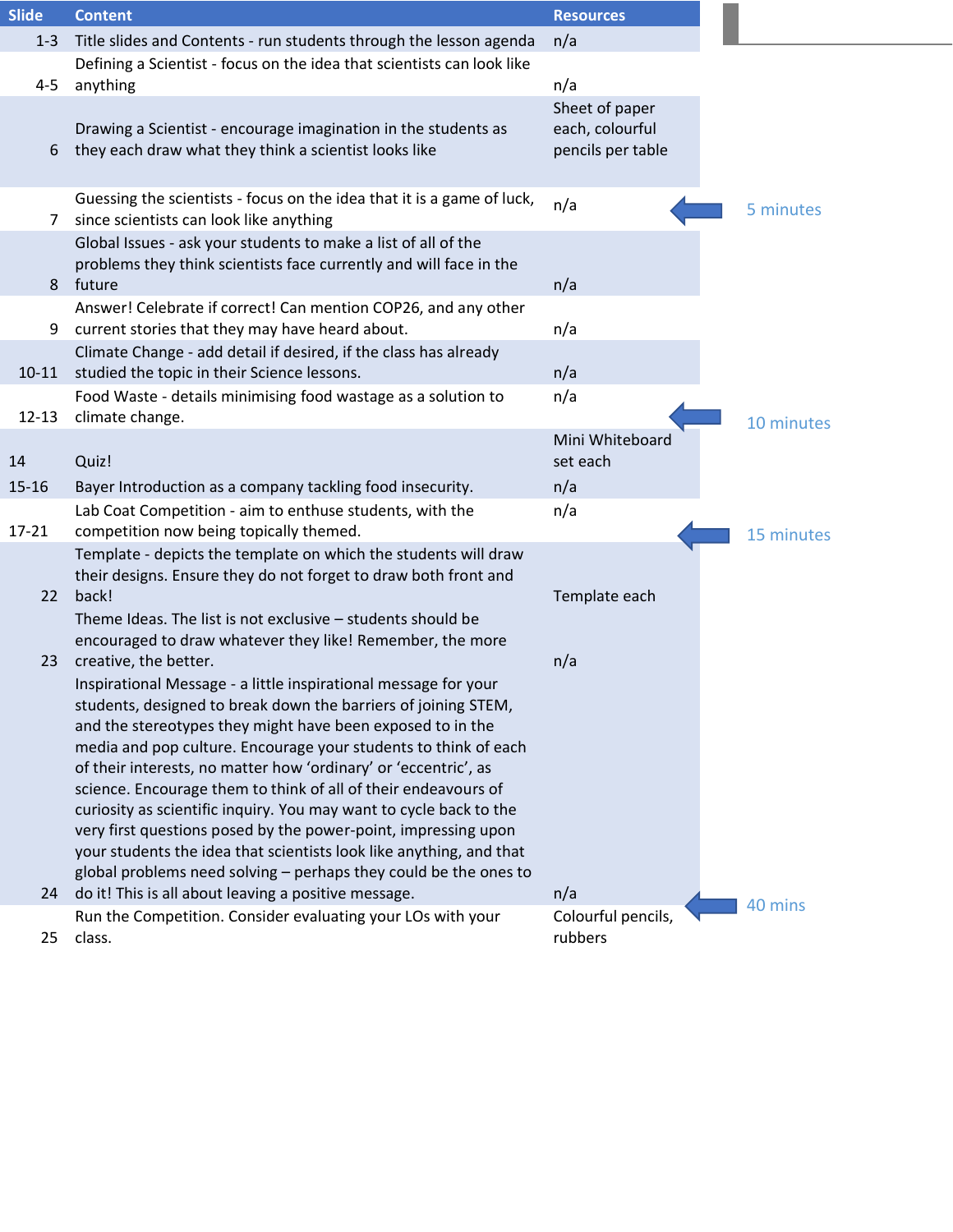| Slide | Content | Resources | Timing |
|---|---|---|---|
| 1-3 | Title slides and Contents - run students through the lesson agenda | n/a | |
| 4-5 | Defining a Scientist - focus on the idea that scientists can look like anything | n/a | |
| 6 | Drawing a Scientist - encourage imagination in the students as they each draw what they think a scientist looks like | Sheet of paper each, colourful pencils per table | |
| 7 | Guessing the scientists - focus on the idea that it is a game of luck, since scientists can look like anything | n/a | 5 minutes |
| 8 | Global Issues - ask your students to make a list of all of the problems they think scientists face currently and will face in the future | n/a | |
| 9 | Answer! Celebrate if correct! Can mention COP26, and any other current stories that they may have heard about. | n/a | |
| 10-11 | Climate Change - add detail if desired, if the class has already studied the topic in their Science lessons. | n/a | |
| 12-13 | Food Waste - details minimising food wastage as a solution to climate change. | n/a | 10 minutes |
| 14 | Quiz! | Mini Whiteboard set each | |
| 15-16 | Bayer Introduction as a company tackling food insecurity. | n/a | |
| 17-21 | Lab Coat Competition - aim to enthuse students, with the competition now being topically themed. | n/a | 15 minutes |
| 22 | Template - depicts the template on which the students will draw their designs. Ensure they do not forget to draw both front and back! | Template each | |
| 23 | Theme Ideas. The list is not exclusive – students should be encouraged to draw whatever they like! Remember, the more creative, the better. | n/a | |
| 24 | Inspirational Message - a little inspirational message for your students, designed to break down the barriers of joining STEM, and the stereotypes they might have been exposed to in the media and pop culture. Encourage your students to think of each of their interests, no matter how 'ordinary' or 'eccentric', as science. Encourage them to think of all of their endeavours of curiosity as scientific inquiry. You may want to cycle back to the very first questions posed by the power-point, impressing upon your students the idea that scientists look like anything, and that global problems need solving – perhaps they could be the ones to do it! This is all about leaving a positive message. | n/a | 40 mins |
| 25 | Run the Competition. Consider evaluating your LOs with your class. | Colourful pencils, rubbers | |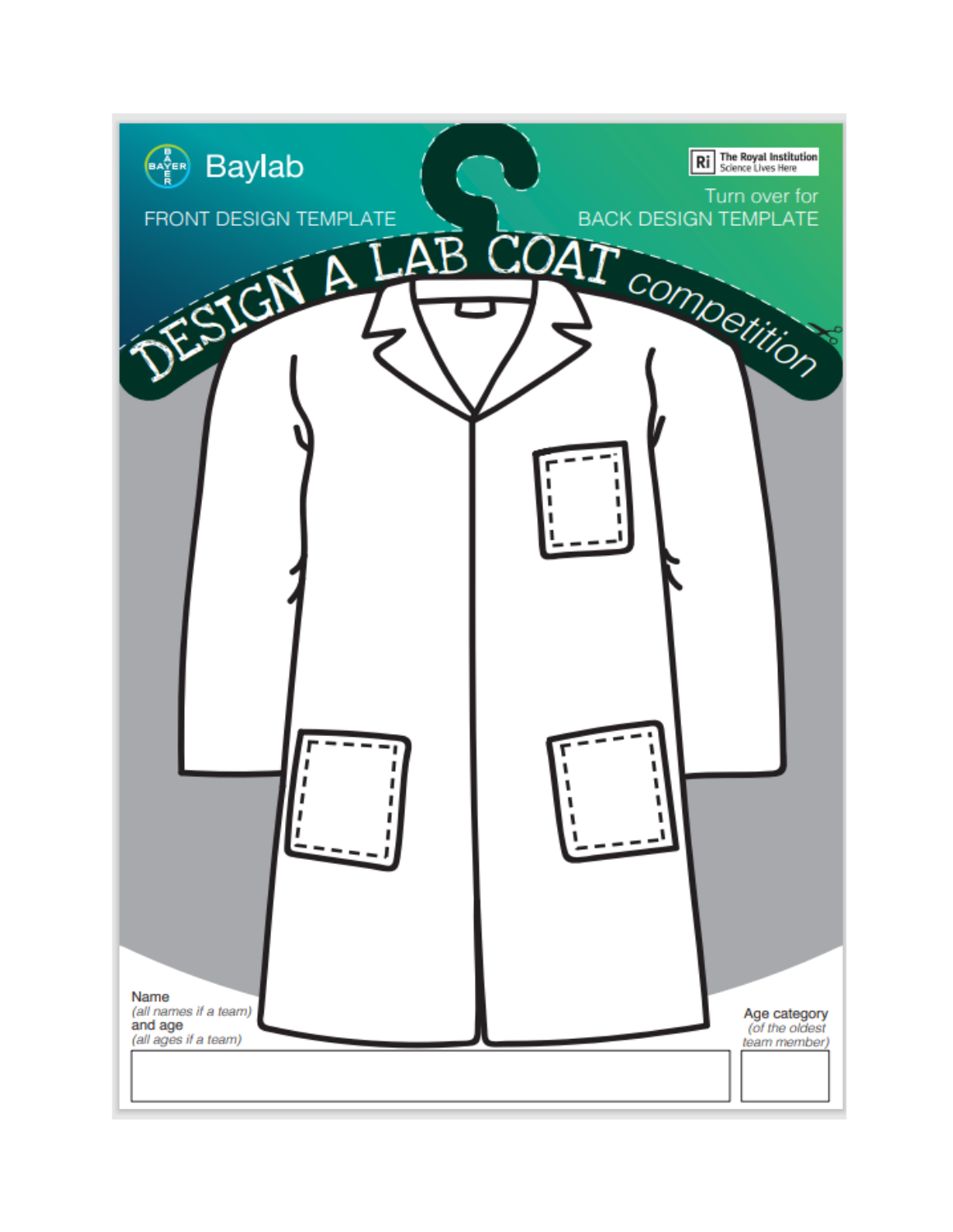Baylab

FRONT DESIGN TEMPLATE

The Royal Institution
Science Lives Here

Turn over for
BACK DESIGN TEMPLATE

# DESIGN A LAB COAT competition

Name
*(all names if a team)*
and age
*(all ages if a team)*

Age category
*(of the oldest team member)*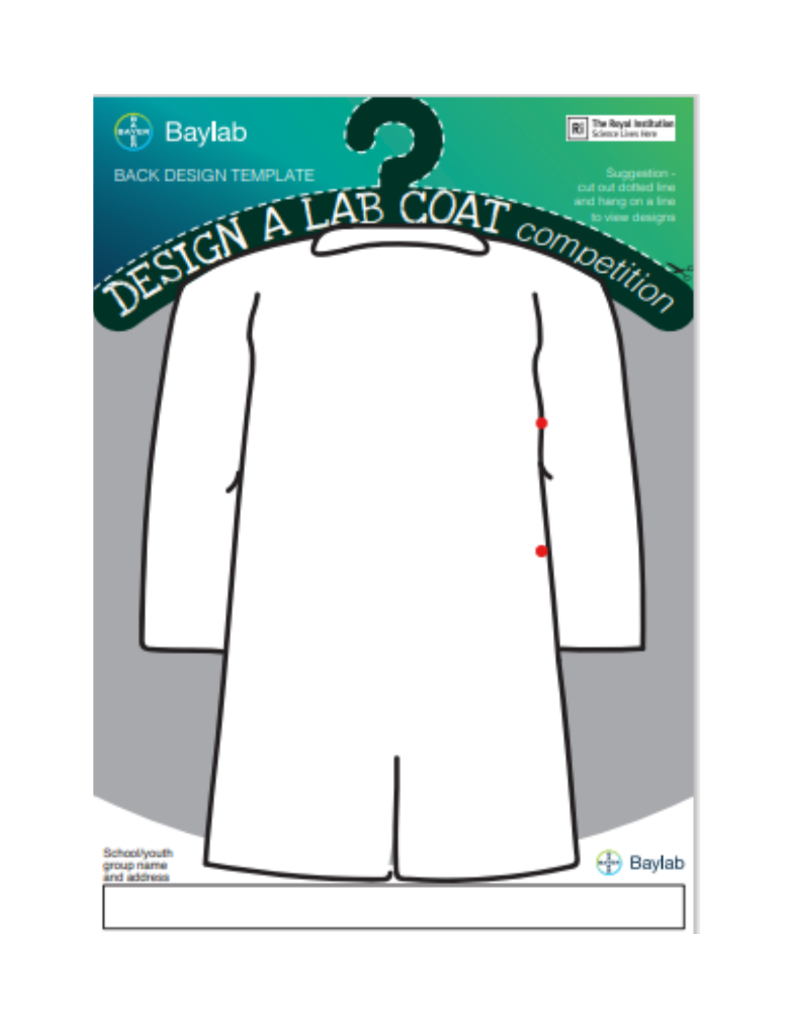Baylab

The Royal Institution
Science Lives Here

BACK DESIGN TEMPLATE

# DESIGN A LAB COAT competition

Suggestion - cut out dotted line and hang on a line to view designs

School/youth group name and address

Baylab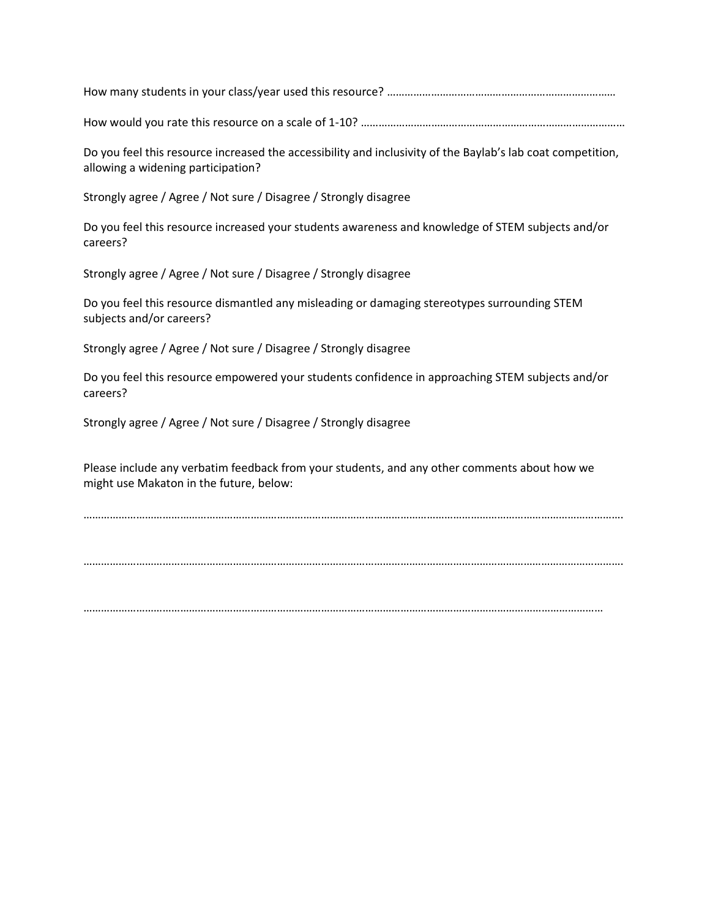How many students in your class/year used this resource? ……………………………………………………………………

How would you rate this resource on a scale of 1-10? ……………………………………………………………………………

Do you feel this resource increased the accessibility and inclusivity of the Baylab's lab coat competition, allowing a widening participation?

Strongly agree / Agree / Not sure / Disagree / Strongly disagree

Do you feel this resource increased your students awareness and knowledge of STEM subjects and/or careers?

Strongly agree / Agree / Not sure / Disagree / Strongly disagree

Do you feel this resource dismantled any misleading or damaging stereotypes surrounding STEM subjects and/or careers?

Strongly agree / Agree / Not sure / Disagree / Strongly disagree

Do you feel this resource empowered your students confidence in approaching STEM subjects and/or careers?

Strongly agree / Agree / Not sure / Disagree / Strongly disagree

Please include any verbatim feedback from your students, and any other comments about how we might use Makaton in the future, below:

……………………………………………………………………………………………………………………………………………………….

……………………………………………………………………………………………………………………………………………………….

……………………………………………………………………………………………………………………………………………………